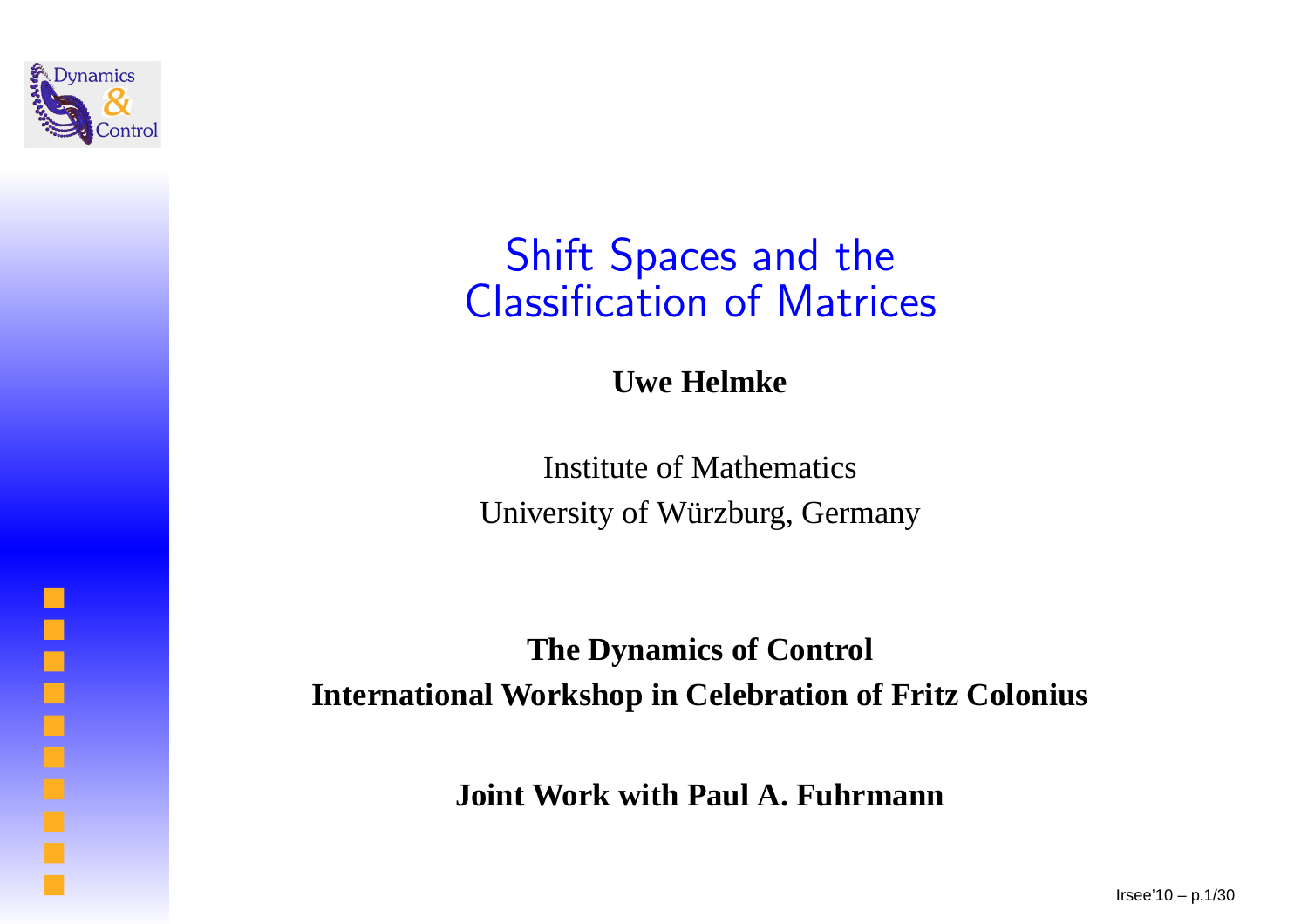# Shift Spaces and the Classification of Matrices

**Uwe Helmke**

Institute of Mathematics
University of Würzburg, Germany

**The Dynamics of Control**
**International Workshop in Celebration of Fritz Colonius**

**Joint Work with Paul A. Fuhrmann**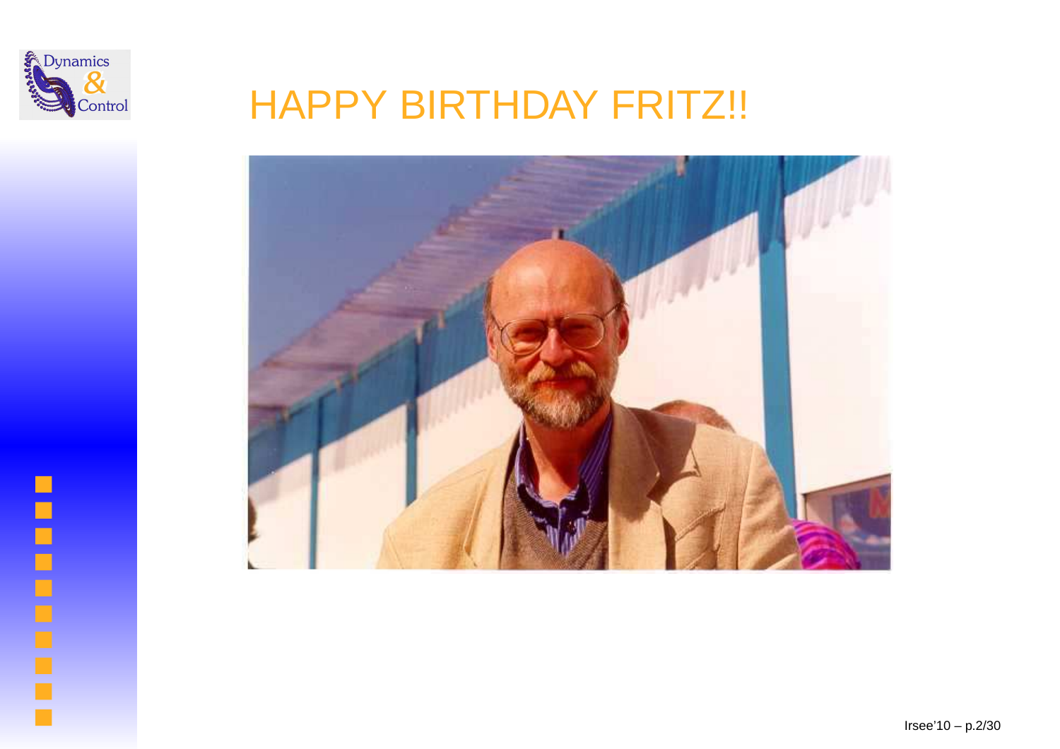# HAPPY BIRTHDAY FRITZ!!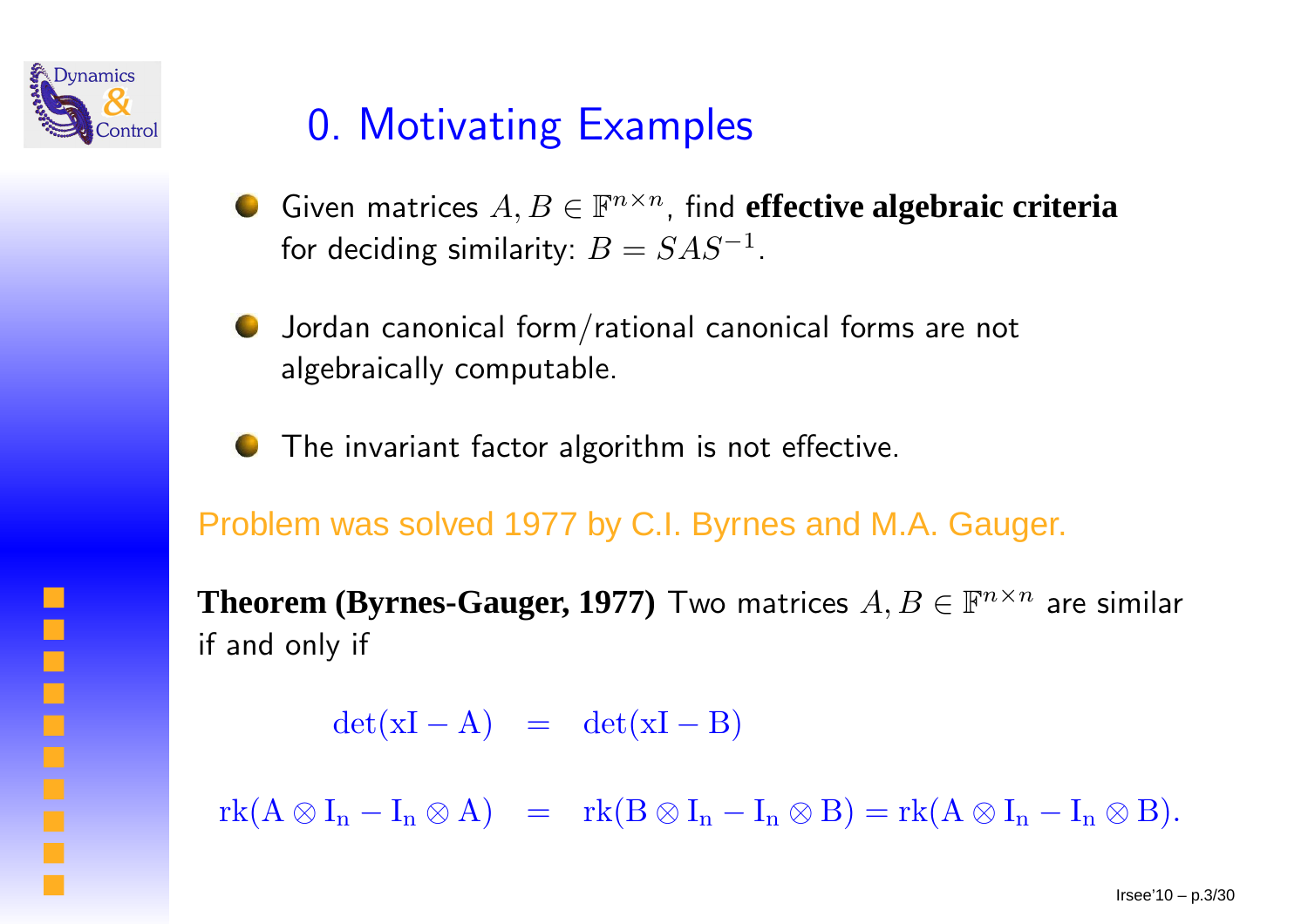# 0. Motivating Examples

- Given matrices $A, B \in \mathbb{F}^{n \times n}$, find **effective algebraic criteria** for deciding similarity: $B = SAS^{-1}$.
- Jordan canonical form/rational canonical forms are not algebraically computable.
- The invariant factor algorithm is not effective.

Problem was solved 1977 by C.I. Byrnes and M.A. Gauger.

**Theorem (Byrnes-Gauger, 1977)** Two matrices $A, B \in \mathbb{F}^{n \times n}$ are similar if and only if

$$\det(xI - A) = \det(xI - B)$$

$$\mathrm{rk}(A \otimes I_n - I_n \otimes A) = \mathrm{rk}(B \otimes I_n - I_n \otimes B) = \mathrm{rk}(A \otimes I_n - I_n \otimes B).$$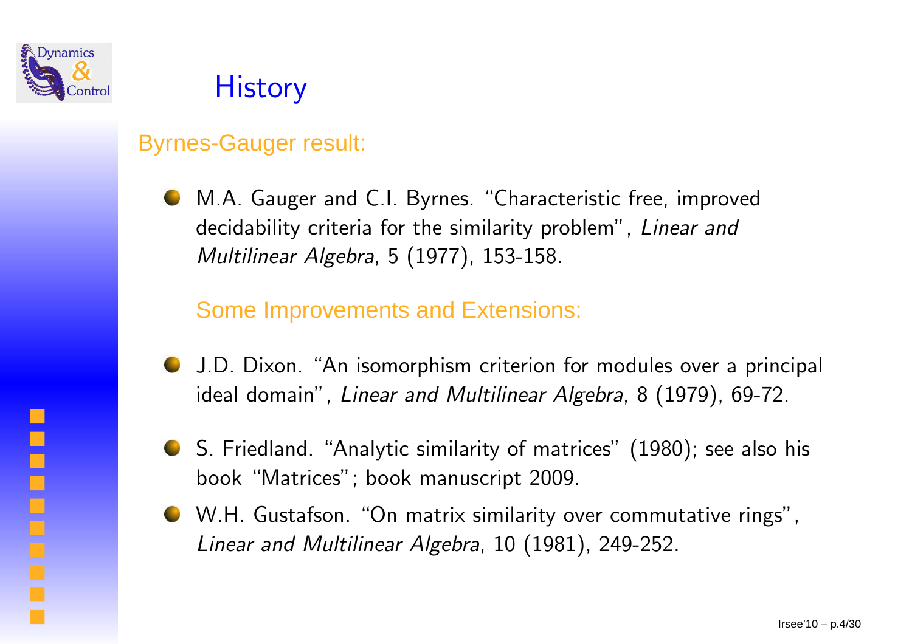# History

## Byrnes-Gauger result:

- M.A. Gauger and C.I. Byrnes. "Characteristic free, improved decidability criteria for the similarity problem", *Linear and Multilinear Algebra*, 5 (1977), 153-158.

### Some Improvements and Extensions:

- J.D. Dixon. "An isomorphism criterion for modules over a principal ideal domain", *Linear and Multilinear Algebra*, 8 (1979), 69-72.
- S. Friedland. "Analytic similarity of matrices" (1980); see also his book "Matrices"; book manuscript 2009.
- W.H. Gustafson. "On matrix similarity over commutative rings", *Linear and Multilinear Algebra*, 10 (1981), 249-252.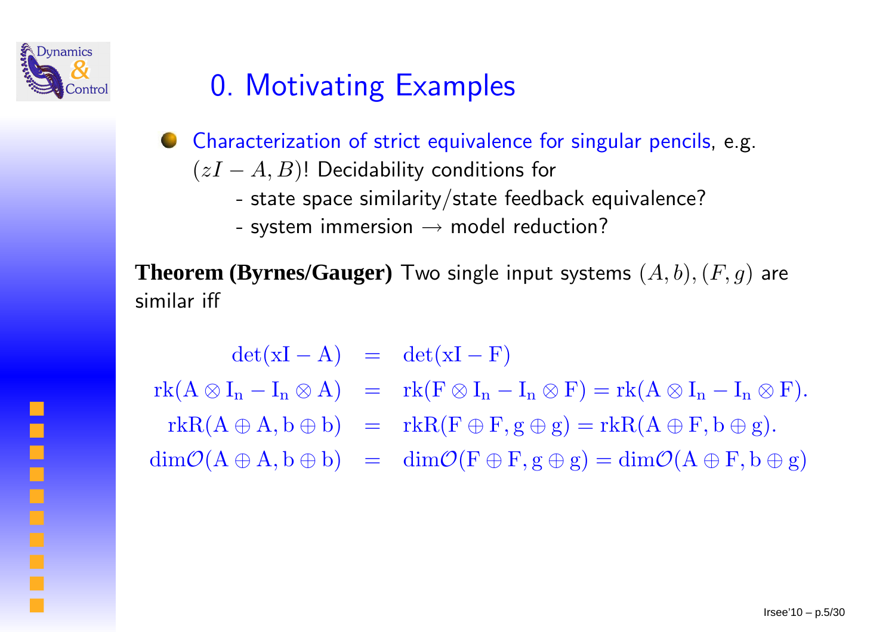# 0. Motivating Examples

- Characterization of strict equivalence for singular pencils, e.g. $(zI - A, B)$! Decidability conditions for
  - state space similarity/state feedback equivalence?
  - system immersion $\rightarrow$ model reduction?

**Theorem (Byrnes/Gauger)** Two single input systems $(A, b), (F, g)$ are similar iff

$$
\begin{aligned}
\det(xI - A) &= \det(xI - F) \\
\mathrm{rk}(A \otimes I_n - I_n \otimes A) &= \mathrm{rk}(F \otimes I_n - I_n \otimes F) = \mathrm{rk}(A \otimes I_n - I_n \otimes F). \\
\mathrm{rkR}(A \oplus A, b \oplus b) &= \mathrm{rkR}(F \oplus F, g \oplus g) = \mathrm{rkR}(A \oplus F, b \oplus g). \\
\dim\mathcal{O}(A \oplus A, b \oplus b) &= \dim\mathcal{O}(F \oplus F, g \oplus g) = \dim\mathcal{O}(A \oplus F, b \oplus g)
\end{aligned}
$$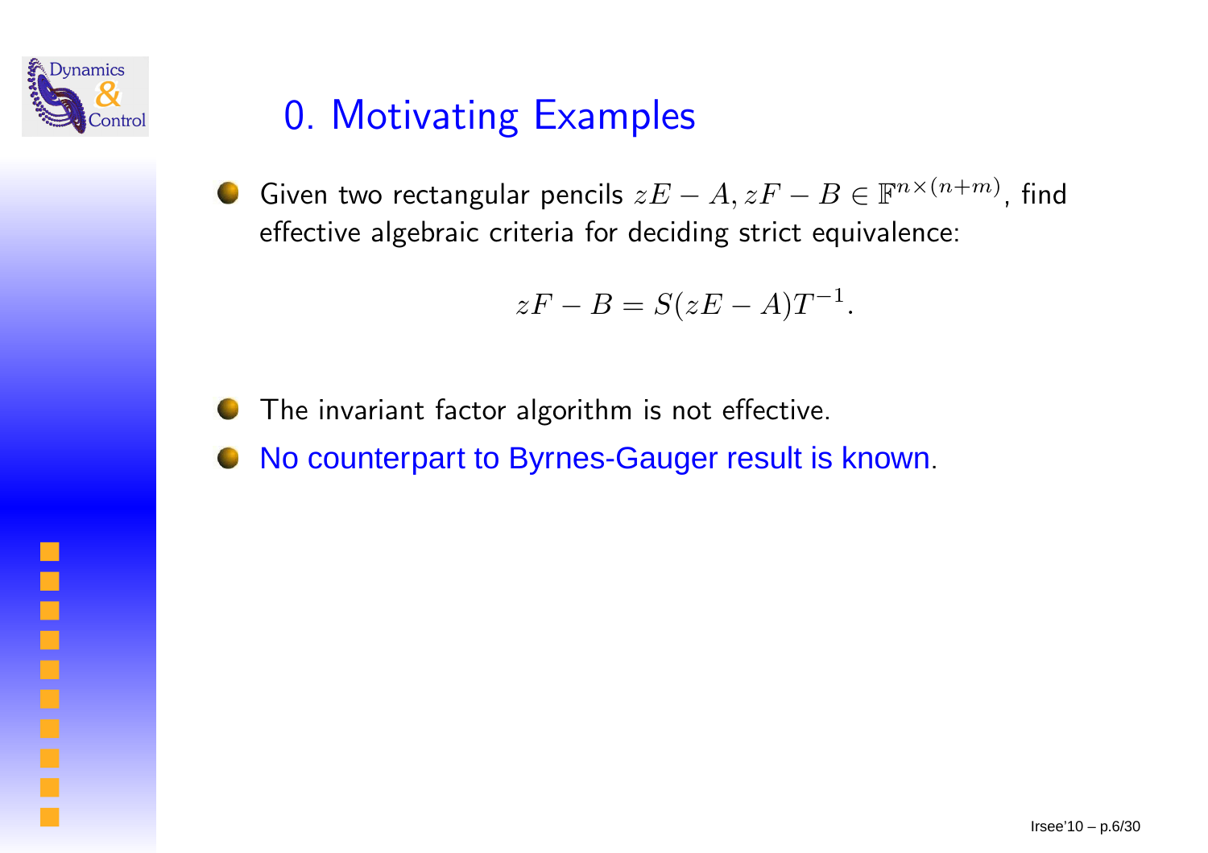# 0. Motivating Examples

- Given two rectangular pencils $zE - A, zF - B \in \mathbb{F}^{n\times(n+m)}$, find effective algebraic criteria for deciding strict equivalence:

$$zF - B = S(zE - A)T^{-1}.$$

- The invariant factor algorithm is not effective.
- No counterpart to Byrnes-Gauger result is known.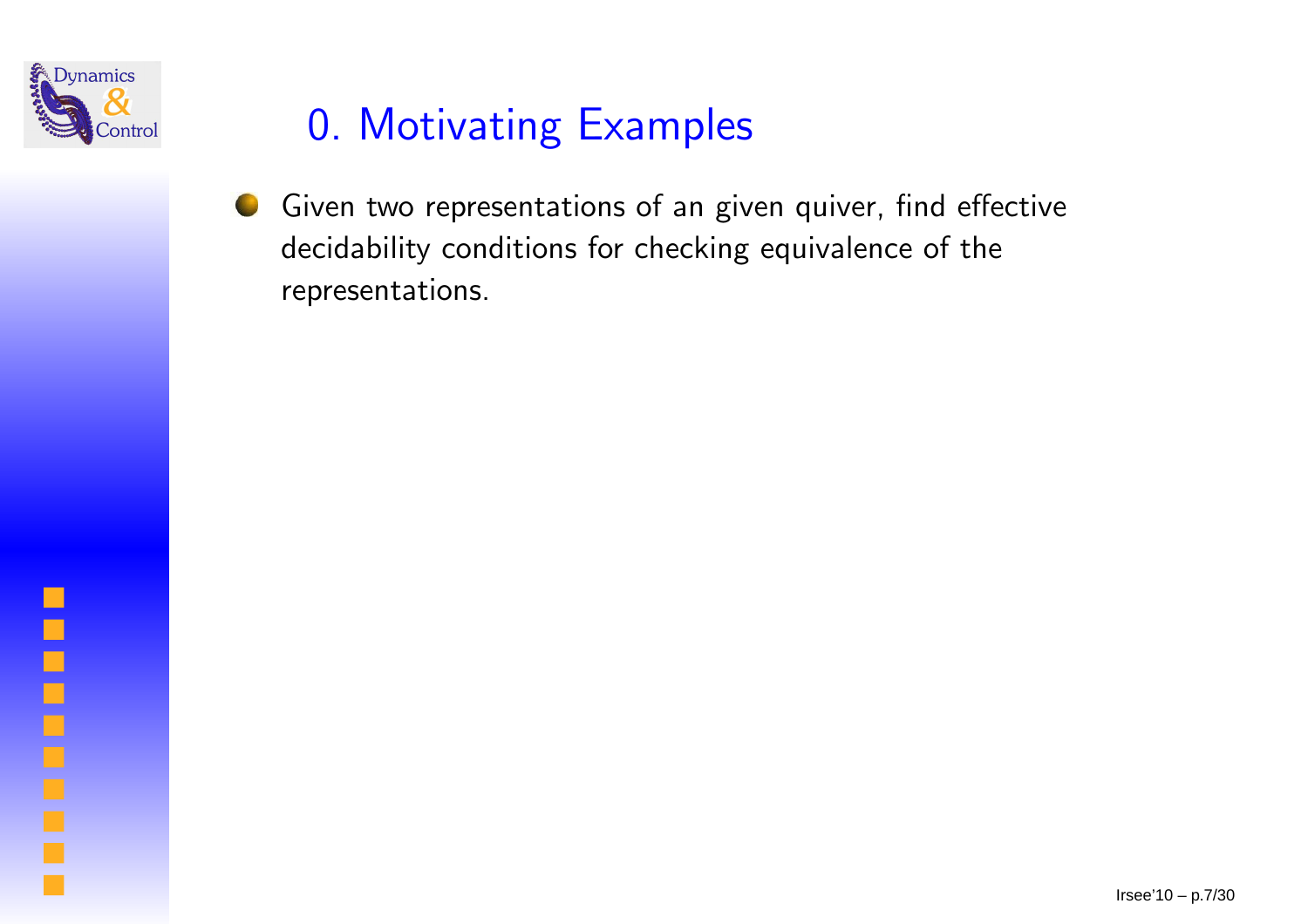# 0. Motivating Examples

- Given two representations of an given quiver, find effective decidability conditions for checking equivalence of the representations.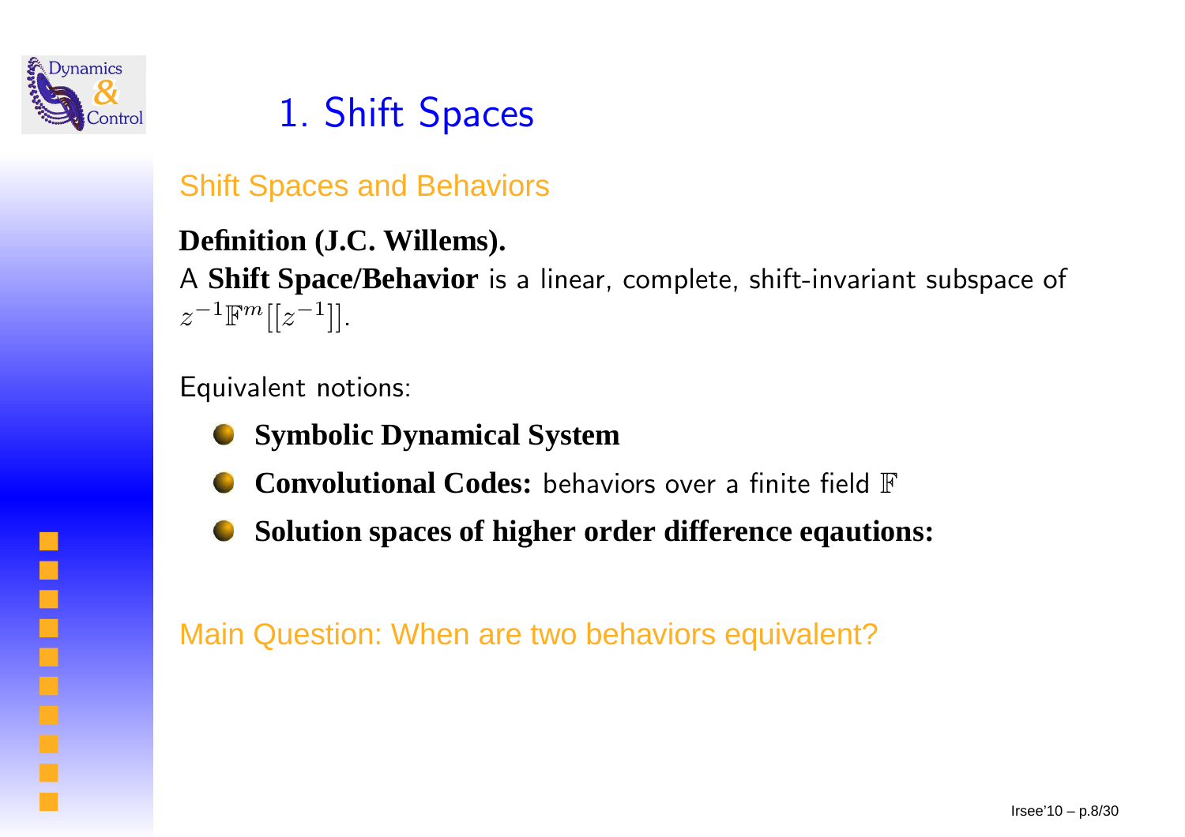# 1. Shift Spaces

## Shift Spaces and Behaviors

**Definition (J.C. Willems).**
A **Shift Space/Behavior** is a linear, complete, shift-invariant subspace of $z^{-1}\mathbb{F}^m[[z^{-1}]]$.

Equivalent notions:

- **Symbolic Dynamical System**
- **Convolutional Codes:** behaviors over a finite field $\mathbb{F}$
- **Solution spaces of higher order difference eqautions:**

## Main Question: When are two behaviors equivalent?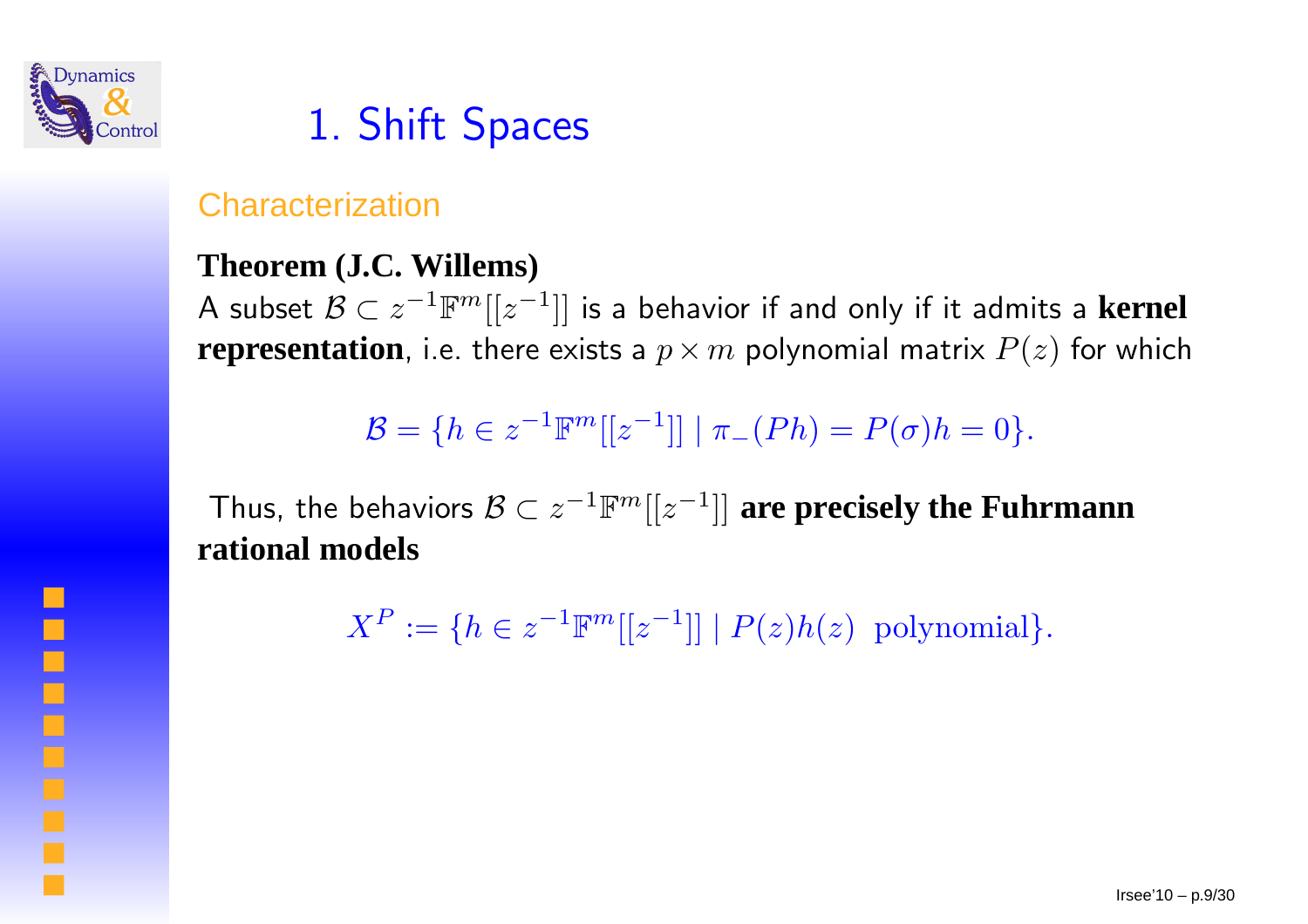# 1. Shift Spaces

## Characterization

**Theorem (J.C. Willems)**
A subset $\mathcal{B} \subset z^{-1}\mathbb{F}^m[[z^{-1}]]$ is a behavior if and only if it admits a **kernel representation**, i.e. there exists a $p \times m$ polynomial matrix $P(z)$ for which

$$\mathcal{B} = \{h \in z^{-1}\mathbb{F}^m[[z^{-1}]] \mid \pi_-(Ph) = P(\sigma)h = 0\}.$$

Thus, the behaviors $\mathcal{B} \subset z^{-1}\mathbb{F}^m[[z^{-1}]]$ **are precisely the Fuhrmann rational models**

$$X^P := \{h \in z^{-1}\mathbb{F}^m[[z^{-1}]] \mid P(z)h(z) \ \text{polynomial}\}.$$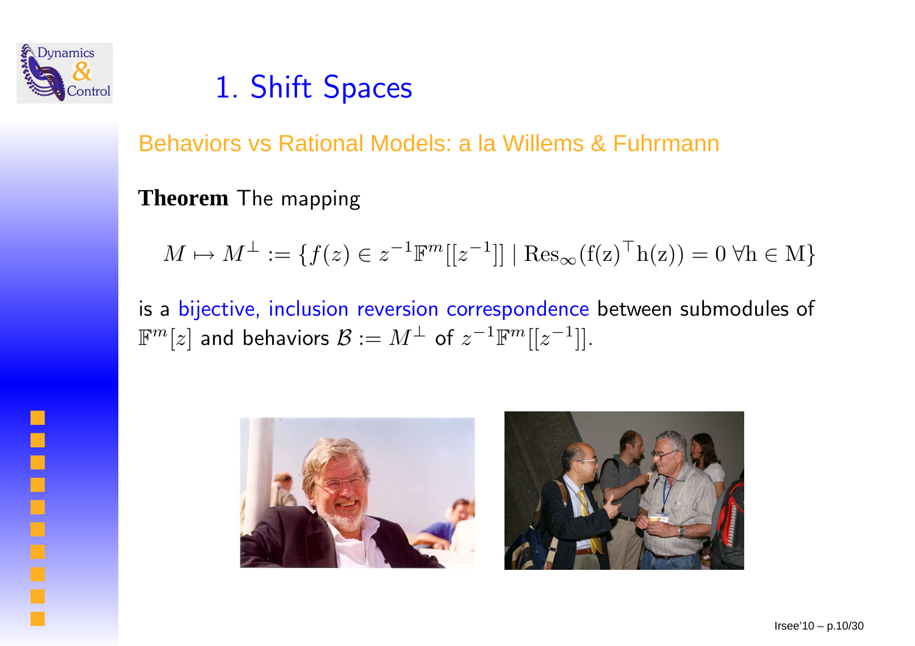# 1. Shift Spaces

## Behaviors vs Rational Models: a la Willems & Fuhrmann

**Theorem** The mapping

$$M \mapsto M^{\perp} := \{f(z) \in z^{-1}\mathbb{F}^m[[z^{-1}]] \mid \mathrm{Res}_{\infty}(f(z)^{\top}h(z)) = 0 \ \forall h \in M\}$$

is a bijective, inclusion reversion correspondence between submodules of $\mathbb{F}^m[z]$ and behaviors $\mathcal{B} := M^{\perp}$ of $z^{-1}\mathbb{F}^m[[z^{-1}]]$.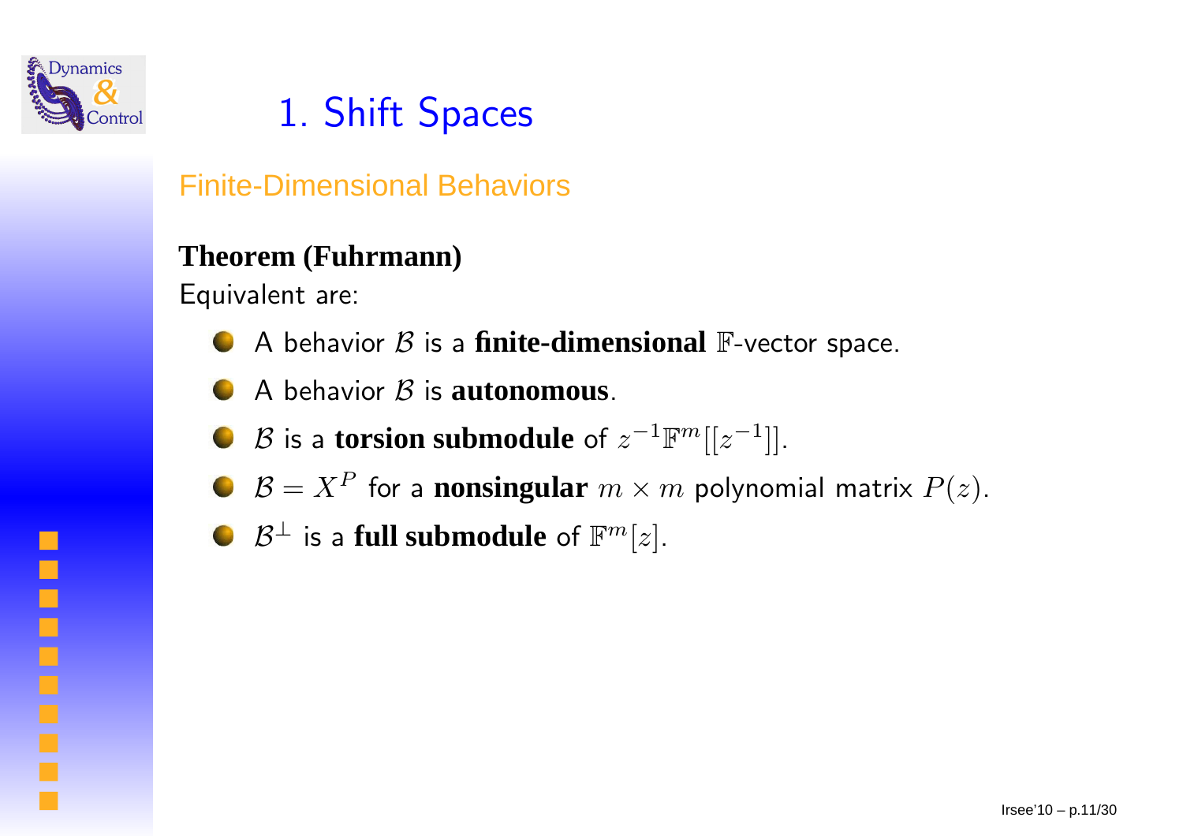# 1. Shift Spaces

## Finite-Dimensional Behaviors

**Theorem (Fuhrmann)**
Equivalent are:

- A behavior $\mathcal{B}$ is a **finite-dimensional** $\mathbb{F}$-vector space.
- A behavior $\mathcal{B}$ is **autonomous**.
- $\mathcal{B}$ is a **torsion submodule** of $z^{-1}\mathbb{F}^m[[z^{-1}]]$.
- $\mathcal{B} = X^P$ for a **nonsingular** $m \times m$ polynomial matrix $P(z)$.
- $\mathcal{B}^\perp$ is a **full submodule** of $\mathbb{F}^m[z]$.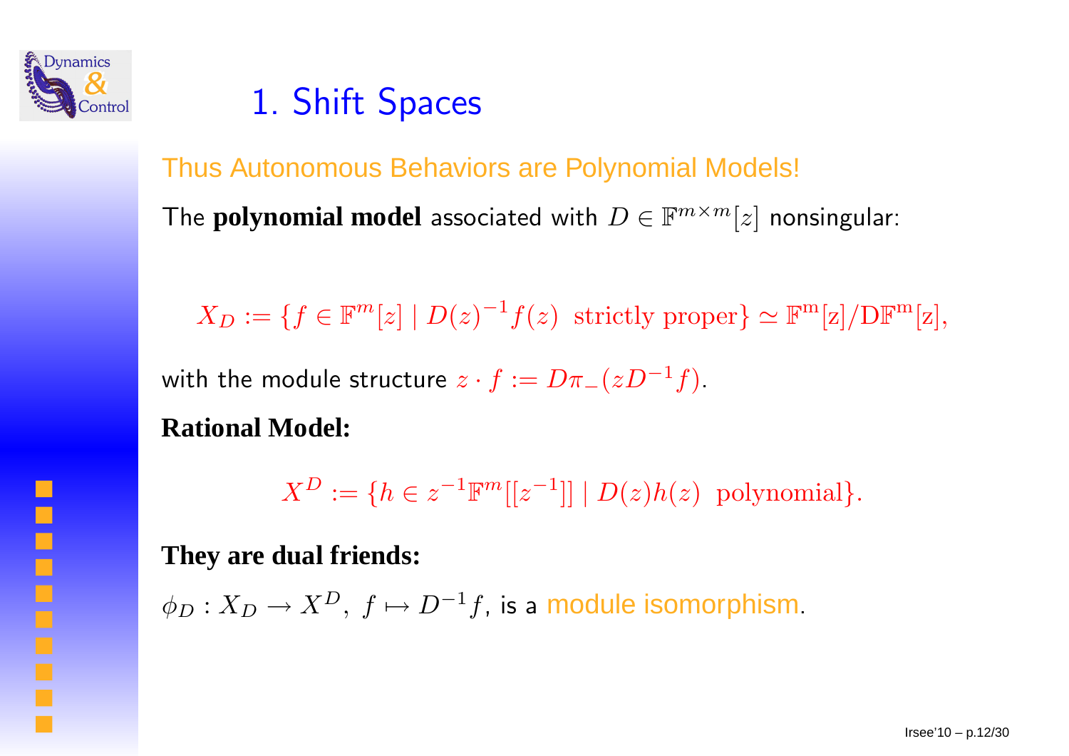# 1. Shift Spaces

Thus Autonomous Behaviors are Polynomial Models!

The **polynomial model** associated with $D \in \mathbb{F}^{m\times m}[z]$ nonsingular:

$$X_D := \{f \in \mathbb{F}^m[z] \mid D(z)^{-1}f(z) \text{ strictly proper}\} \simeq \mathbb{F}^m[z]/D\mathbb{F}^m[z],$$

with the module structure $z \cdot f := D\pi_-(zD^{-1}f)$.

**Rational Model:**

$$X^D := \{h \in z^{-1}\mathbb{F}^m[[z^{-1}]] \mid D(z)h(z) \text{ polynomial}\}.$$

**They are dual friends:**

$\phi_D : X_D \to X^D,\ f \mapsto D^{-1}f$, is a module isomorphism.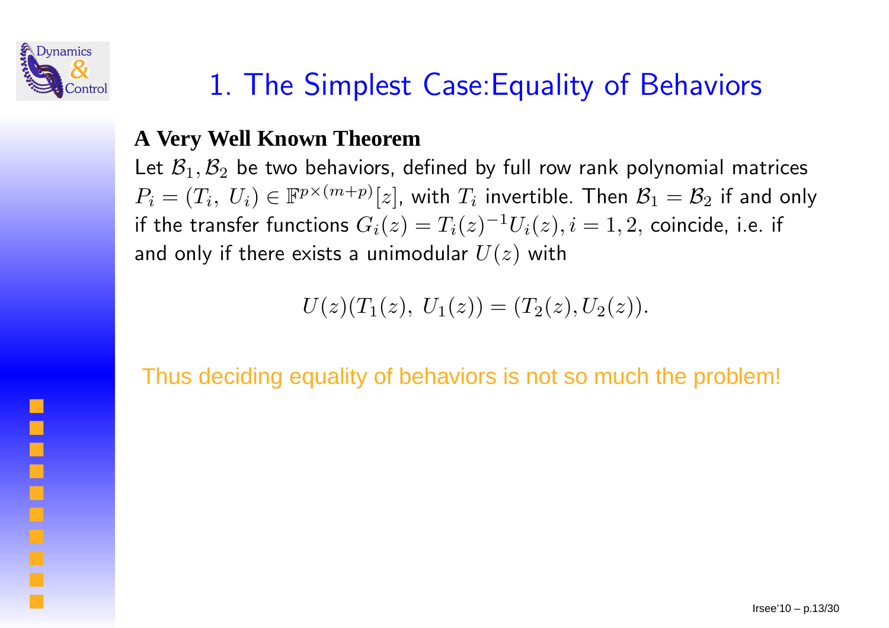# 1. The Simplest Case:Equality of Behaviors

**A Very Well Known Theorem**

Let $\mathcal{B}_1, \mathcal{B}_2$ be two behaviors, defined by full row rank polynomial matrices $P_i = (T_i,\ U_i) \in \mathbb{F}^{p\times(m+p)}[z]$, with $T_i$ invertible. Then $\mathcal{B}_1 = \mathcal{B}_2$ if and only if the transfer functions $G_i(z) = T_i(z)^{-1}U_i(z), i = 1, 2,$ coincide, i.e. if and only if there exists a unimodular $U(z)$ with

$$U(z)(T_1(z),\ U_1(z)) = (T_2(z), U_2(z)).$$

Thus deciding equality of behaviors is not so much the problem!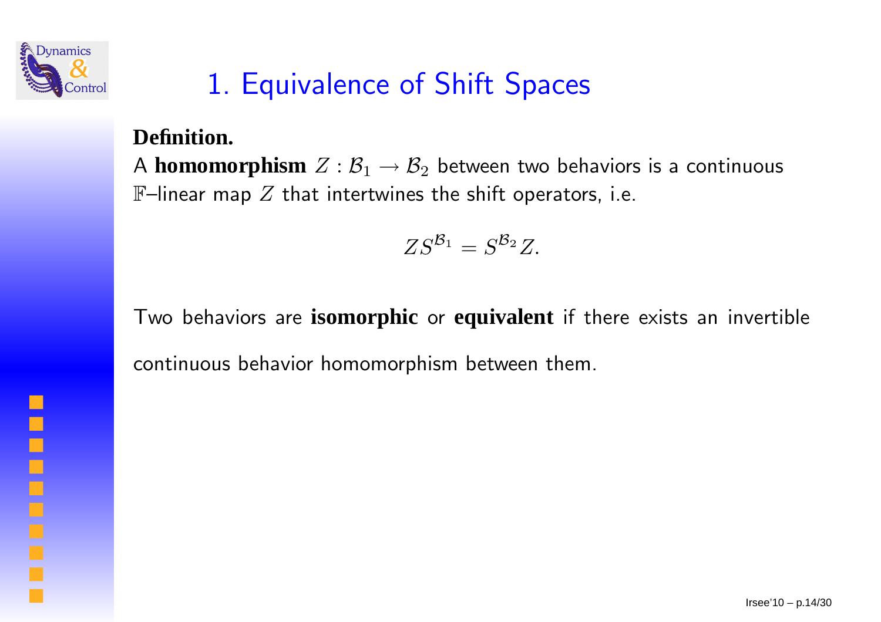# 1. Equivalence of Shift Spaces

**Definition.**
A **homomorphism** $Z : \mathcal{B}_1 \to \mathcal{B}_2$ between two behaviors is a continuous $\mathbb{F}$–linear map $Z$ that intertwines the shift operators, i.e.

$$ZS^{\mathcal{B}_1} = S^{\mathcal{B}_2} Z.$$

Two behaviors are **isomorphic** or **equivalent** if there exists an invertible continuous behavior homomorphism between them.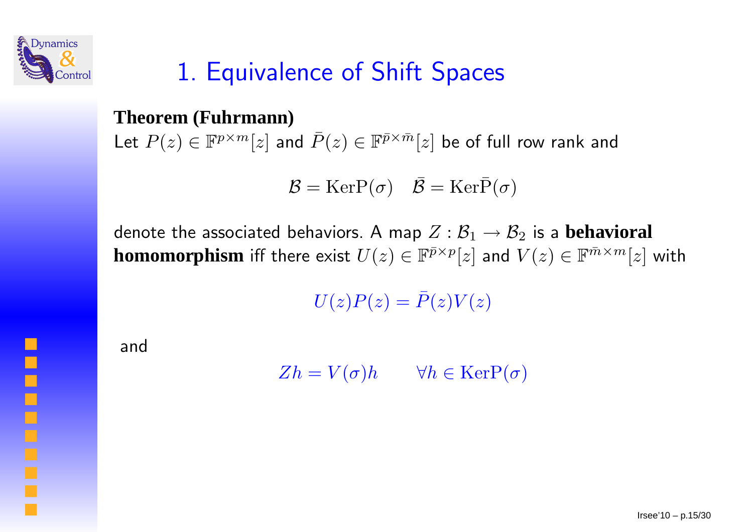# 1. Equivalence of Shift Spaces

**Theorem (Fuhrmann)**

Let $P(z) \in \mathbb{F}^{p\times m}[z]$ and $\bar{P}(z) \in \mathbb{F}^{\bar{p}\times\bar{m}}[z]$ be of full row rank and

$$\mathcal{B} = \mathrm{Ker}\mathrm{P}(\sigma) \quad \bar{\mathcal{B}} = \mathrm{Ker}\bar{\mathrm{P}}(\sigma)$$

denote the associated behaviors. A map $Z : \mathcal{B}_1 \to \mathcal{B}_2$ is a **behavioral homomorphism** iff there exist $U(z) \in \mathbb{F}^{\bar{p}\times p}[z]$ and $V(z) \in \mathbb{F}^{\bar{m}\times m}[z]$ with

$$U(z)P(z) = \bar{P}(z)V(z)$$

and

$$Zh = V(\sigma)h \qquad \forall h \in \mathrm{Ker}\mathrm{P}(\sigma)$$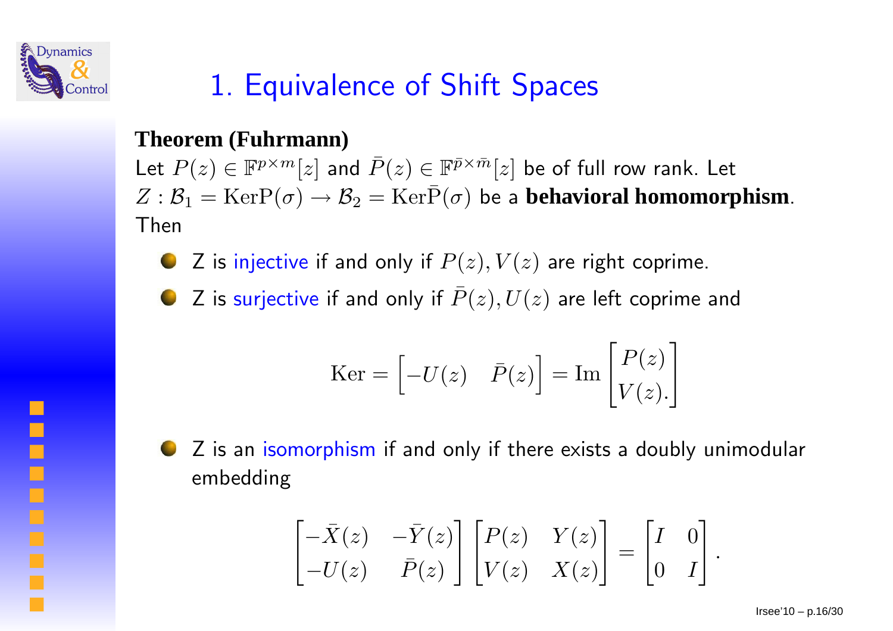# 1. Equivalence of Shift Spaces

**Theorem (Fuhrmann)**

Let $P(z) \in \mathbb{F}^{p \times m}[z]$ and $\bar{P}(z) \in \mathbb{F}^{\bar{p} \times \bar{m}}[z]$ be of full row rank. Let $Z : \mathcal{B}_1 = \mathrm{Ker} \mathrm{P}(\sigma) \rightarrow \mathcal{B}_2 = \mathrm{Ker} \bar{\mathrm{P}}(\sigma)$ be a **behavioral homomorphism**. Then

- Z is injective if and only if $P(z), V(z)$ are right coprime.
- Z is surjective if and only if $\bar{P}(z), U(z)$ are left coprime and

$$\mathrm{Ker} = \begin{bmatrix} -U(z) & \bar{P}(z) \end{bmatrix} = \mathrm{Im} \begin{bmatrix} P(z) \\ V(z). \end{bmatrix}$$

- Z is an isomorphism if and only if there exists a doubly unimodular embedding

$$\begin{bmatrix} -\bar{X}(z) & -\bar{Y}(z) \\ -U(z) & \bar{P}(z) \end{bmatrix} \begin{bmatrix} P(z) & Y(z) \\ V(z) & X(z) \end{bmatrix} = \begin{bmatrix} I & 0 \\ 0 & I \end{bmatrix}.$$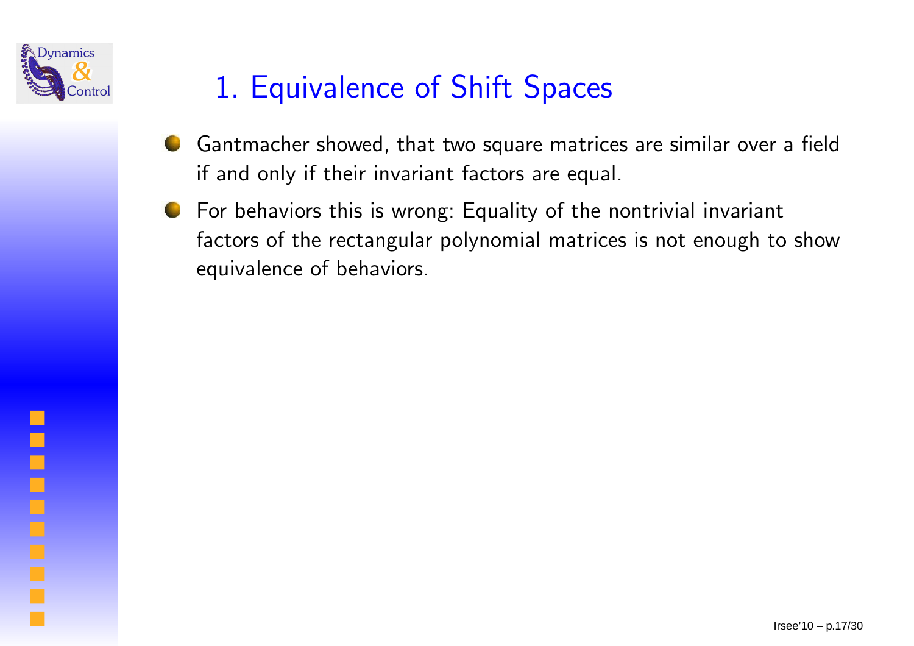# 1. Equivalence of Shift Spaces

- Gantmacher showed, that two square matrices are similar over a field if and only if their invariant factors are equal.
- For behaviors this is wrong: Equality of the nontrivial invariant factors of the rectangular polynomial matrices is not enough to show equivalence of behaviors.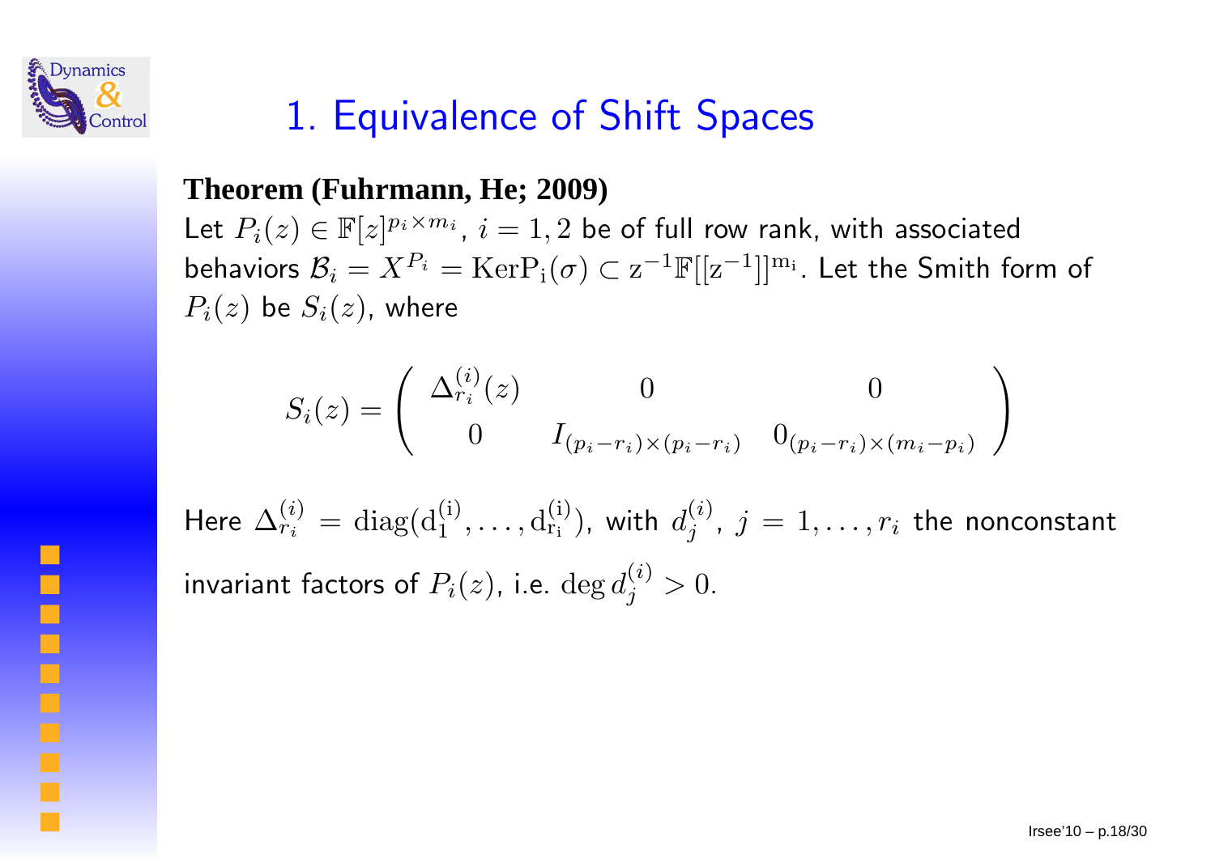# 1. Equivalence of Shift Spaces

**Theorem (Fuhrmann, He; 2009)**
Let $P_i(z) \in \mathbb{F}[z]^{p_i \times m_i}$, $i = 1, 2$ be of full row rank, with associated behaviors $\mathcal{B}_i = X^{P_i} = \mathrm{Ker} P_i(\sigma) \subset z^{-1}\mathbb{F}[[z^{-1}]]^{m_i}$. Let the Smith form of $P_i(z)$ be $S_i(z)$, where

$$S_i(z) = \begin{pmatrix} \Delta_{r_i}^{(i)}(z) & 0 & 0 \\ 0 & I_{(p_i - r_i)\times(p_i - r_i)} & 0_{(p_i - r_i)\times(m_i - p_i)} \end{pmatrix}$$

Here $\Delta_{r_i}^{(i)} = \mathrm{diag}(d_1^{(i)}, \ldots, d_{r_i}^{(i)})$, with $d_j^{(i)}$, $j = 1, \ldots, r_i$ the nonconstant invariant factors of $P_i(z)$, i.e. $\deg d_j^{(i)} > 0$.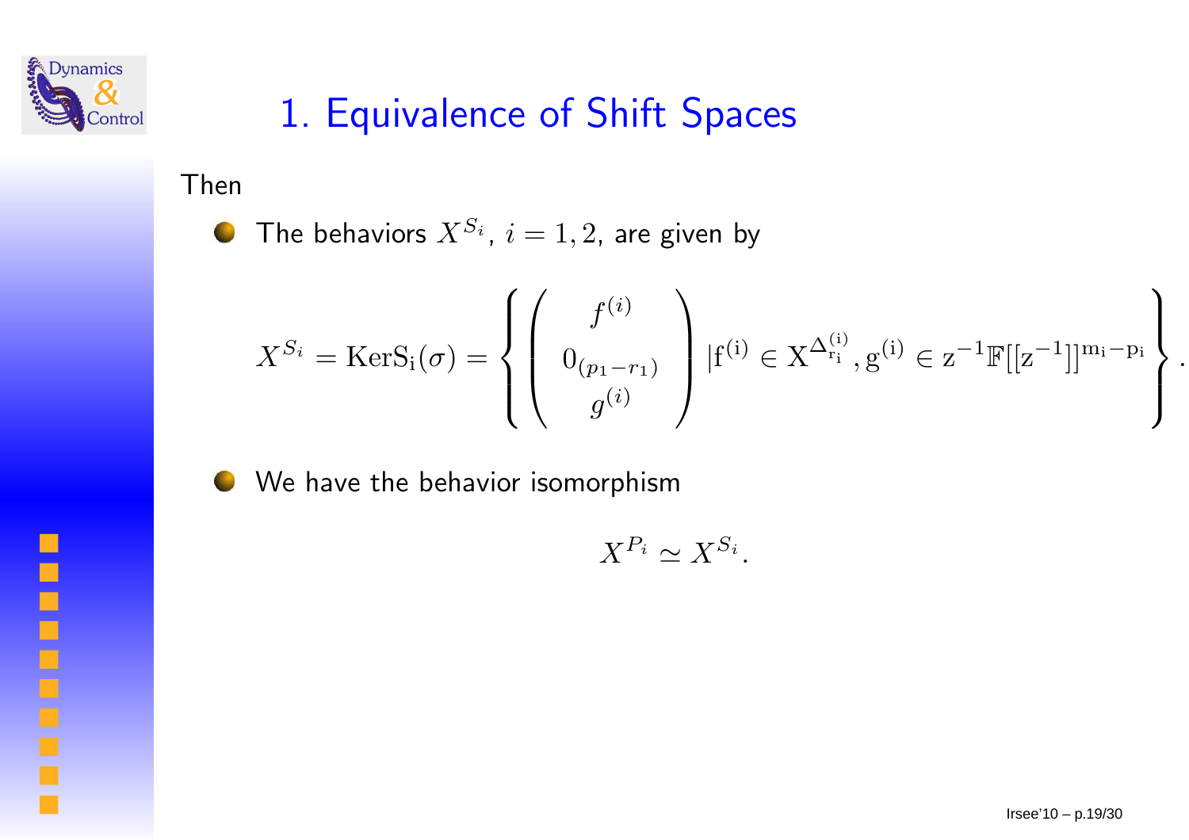# 1. Equivalence of Shift Spaces

Then

- The behaviors $X^{S_i}$, $i = 1, 2$, are given by

$$X^{S_i} = \mathrm{KerS_i}(\sigma) = \left\{ \begin{pmatrix} f^{(i)} \\ 0_{(p_1 - r_1)} \\ g^{(i)} \end{pmatrix} |\mathrm{f^{(i)}} \in \mathrm{X}^{\Delta^{(i)}_{\mathrm{r_i}}}, \mathrm{g^{(i)}} \in \mathrm{z}^{-1}\mathbb{F}[[\mathrm{z}^{-1}]]^{\mathrm{m_i - p_i}} \right\}.$$

- We have the behavior isomorphism

$$X^{P_i} \simeq X^{S_i}.$$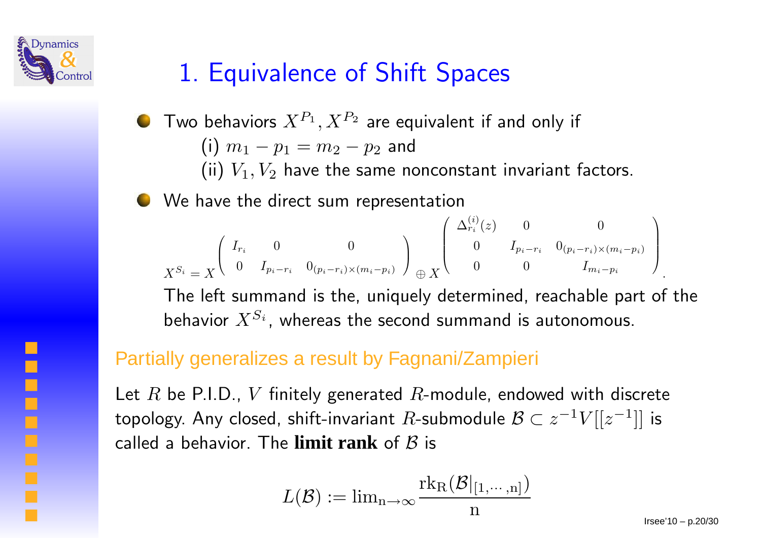# 1. Equivalence of Shift Spaces

- Two behaviors $X^{P_1}, X^{P_2}$ are equivalent if and only if
  (i) $m_1 - p_1 = m_2 - p_2$ and
  (ii) $V_1, V_2$ have the same nonconstant invariant factors.
- We have the direct sum representation

$$X^{S_i} = X^{\begin{pmatrix} I_{r_i} & 0 & 0 \\ 0 & I_{p_i - r_i} & 0_{(p_i - r_i)\times(m_i - p_i)} \end{pmatrix}} \oplus X^{\begin{pmatrix} \Delta_{r_i}^{(i)}(z) & 0 & 0 \\ 0 & I_{p_i - r_i} & 0_{(p_i - r_i)\times(m_i - p_i)} \\ 0 & 0 & I_{m_i - p_i} \end{pmatrix}}.$$

  The left summand is the, uniquely determined, reachable part of the behavior $X^{S_i}$, whereas the second summand is autonomous.

## Partially generalizes a result by Fagnani/Zampieri

Let $R$ be P.I.D., $V$ finitely generated $R$-module, endowed with discrete topology. Any closed, shift-invariant $R$-submodule $\mathcal{B} \subset z^{-1}V[[z^{-1}]]$ is called a behavior. The **limit rank** of $\mathcal{B}$ is

$$L(\mathcal{B}) := \lim_{n\to\infty} \frac{\mathrm{rk}_R(\mathcal{B}|_{[1,\cdots,n]})}{n}$$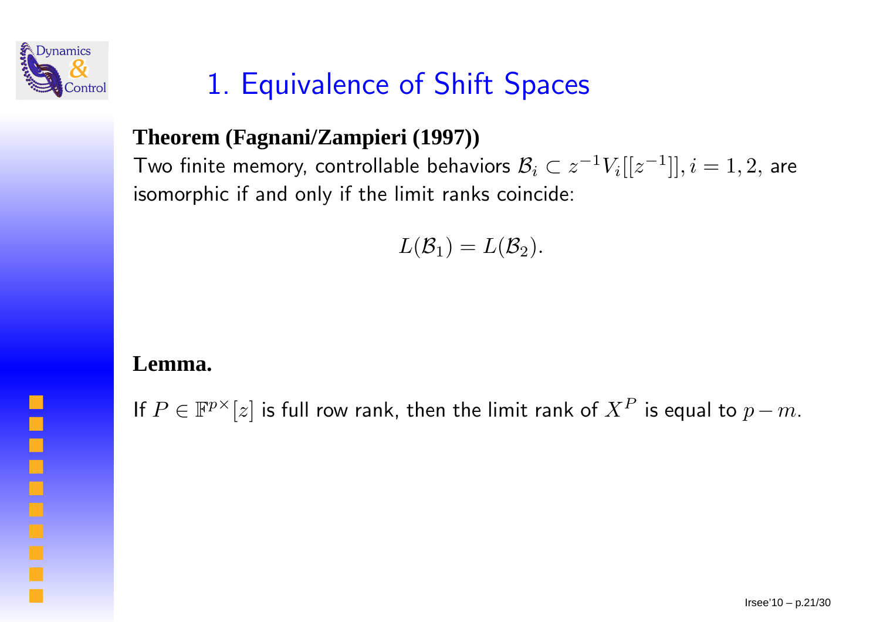# 1. Equivalence of Shift Spaces

**Theorem (Fagnani/Zampieri (1997))**
Two finite memory, controllable behaviors $\mathcal{B}_i \subset z^{-1}V_i[[z^{-1}]], i = 1, 2,$ are isomorphic if and only if the limit ranks coincide:

$$L(\mathcal{B}_1) = L(\mathcal{B}_2).$$

**Lemma.**

If $P \in \mathbb{F}^{p\times}[z]$ is full row rank, then the limit rank of $X^P$ is equal to $p - m$.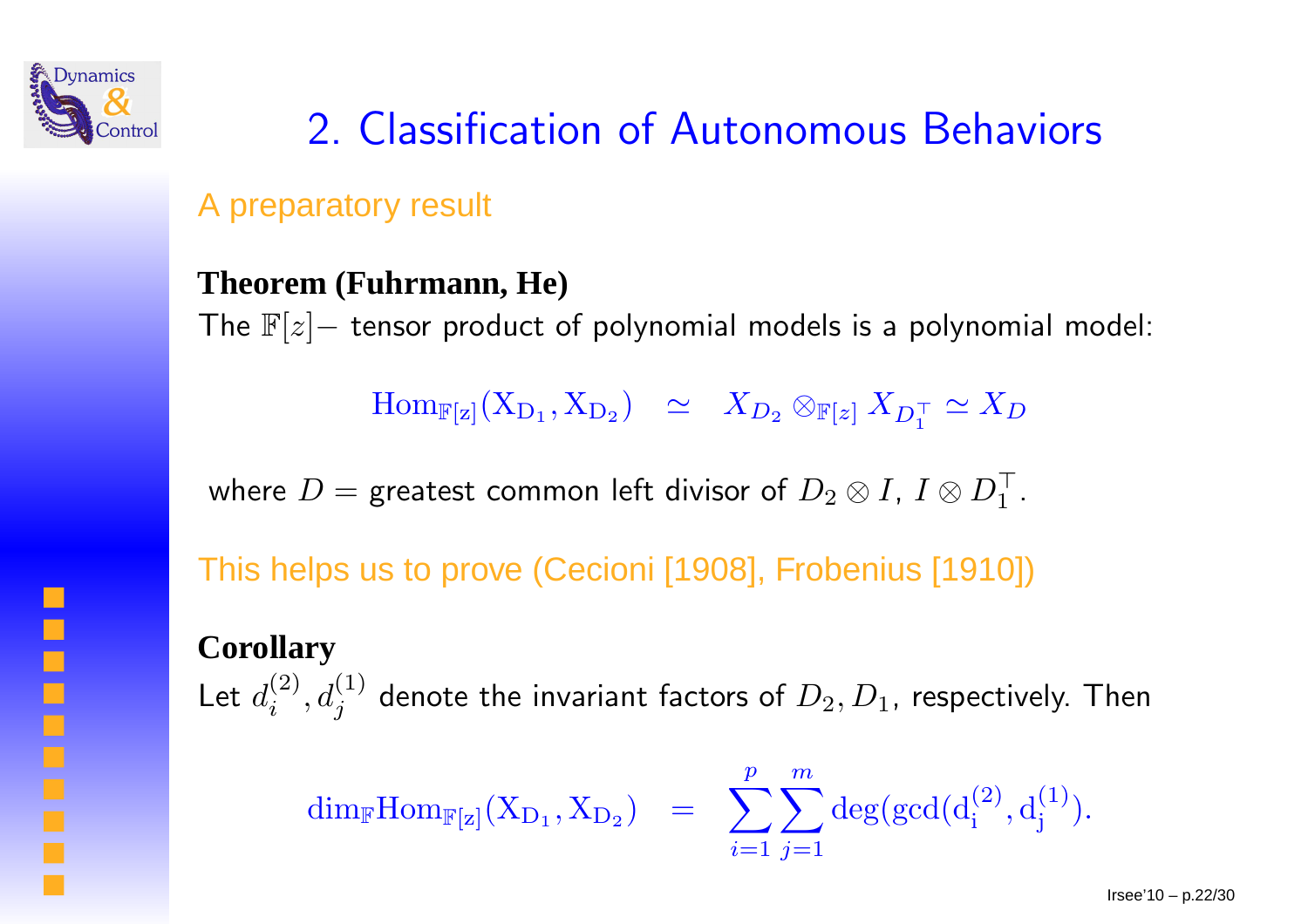# 2. Classification of Autonomous Behaviors

## A preparatory result

**Theorem (Fuhrmann, He)**
The $\mathbb{F}[z]-$ tensor product of polynomial models is a polynomial model:

$$\mathrm{Hom}_{\mathbb{F}[z]}(X_{D_1}, X_{D_2}) \simeq X_{D_2} \otimes_{\mathbb{F}[z]} X_{D_1^\top} \simeq X_D$$

where $D =$ greatest common left divisor of $D_2 \otimes I$, $I \otimes D_1^\top$.

This helps us to prove (Cecioni [1908], Frobenius [1910])

**Corollary**
Let $d_i^{(2)}, d_j^{(1)}$ denote the invariant factors of $D_2, D_1$, respectively. Then

$$\dim_{\mathbb{F}} \mathrm{Hom}_{\mathbb{F}[z]}(X_{D_1}, X_{D_2}) = \sum_{i=1}^{p} \sum_{j=1}^{m} \deg(\gcd(d_i^{(2)}, d_j^{(1)})).$$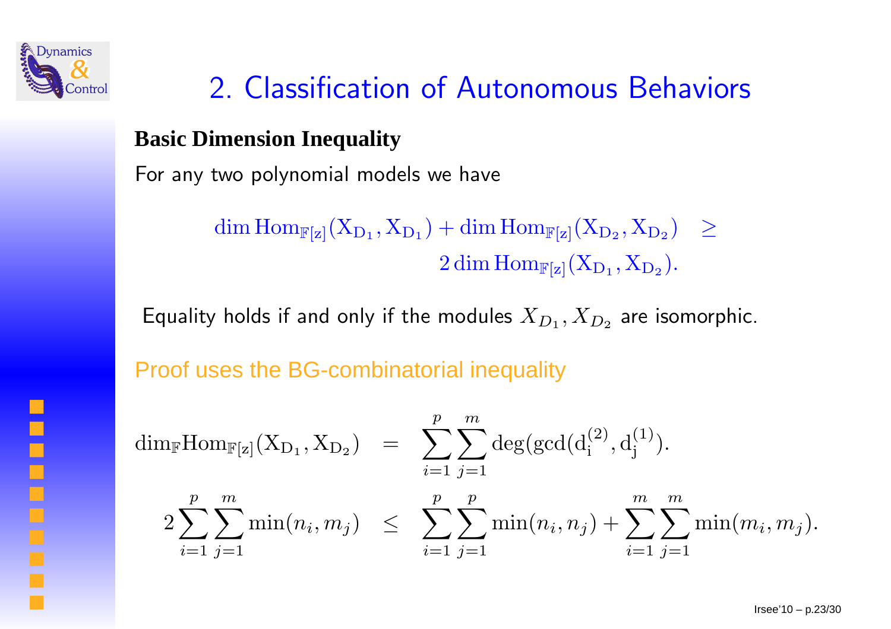# 2. Classification of Autonomous Behaviors

**Basic Dimension Inequality**

For any two polynomial models we have

$$\dim \mathrm{Hom}_{\mathbb{F}[z]}(\mathrm{X}_{\mathrm{D}_1}, \mathrm{X}_{\mathrm{D}_1}) + \dim \mathrm{Hom}_{\mathbb{F}[z]}(\mathrm{X}_{\mathrm{D}_2}, \mathrm{X}_{\mathrm{D}_2}) \geq 2 \dim \mathrm{Hom}_{\mathbb{F}[z]}(\mathrm{X}_{\mathrm{D}_1}, \mathrm{X}_{\mathrm{D}_2}).$$

Equality holds if and only if the modules $X_{D_1}, X_{D_2}$ are isomorphic.

Proof uses the BG-combinatorial inequality

$$\dim_{\mathbb{F}} \mathrm{Hom}_{\mathbb{F}[z]}(\mathrm{X}_{\mathrm{D}_1}, \mathrm{X}_{\mathrm{D}_2}) = \sum_{i=1}^{p} \sum_{j=1}^{m} \deg(\gcd(\mathrm{d}_i^{(2)}, \mathrm{d}_j^{(1)}).$$

$$2 \sum_{i=1}^{p} \sum_{j=1}^{m} \min(n_i, m_j) \leq \sum_{i=1}^{p} \sum_{j=1}^{p} \min(n_i, n_j) + \sum_{i=1}^{m} \sum_{j=1}^{m} \min(m_i, m_j).$$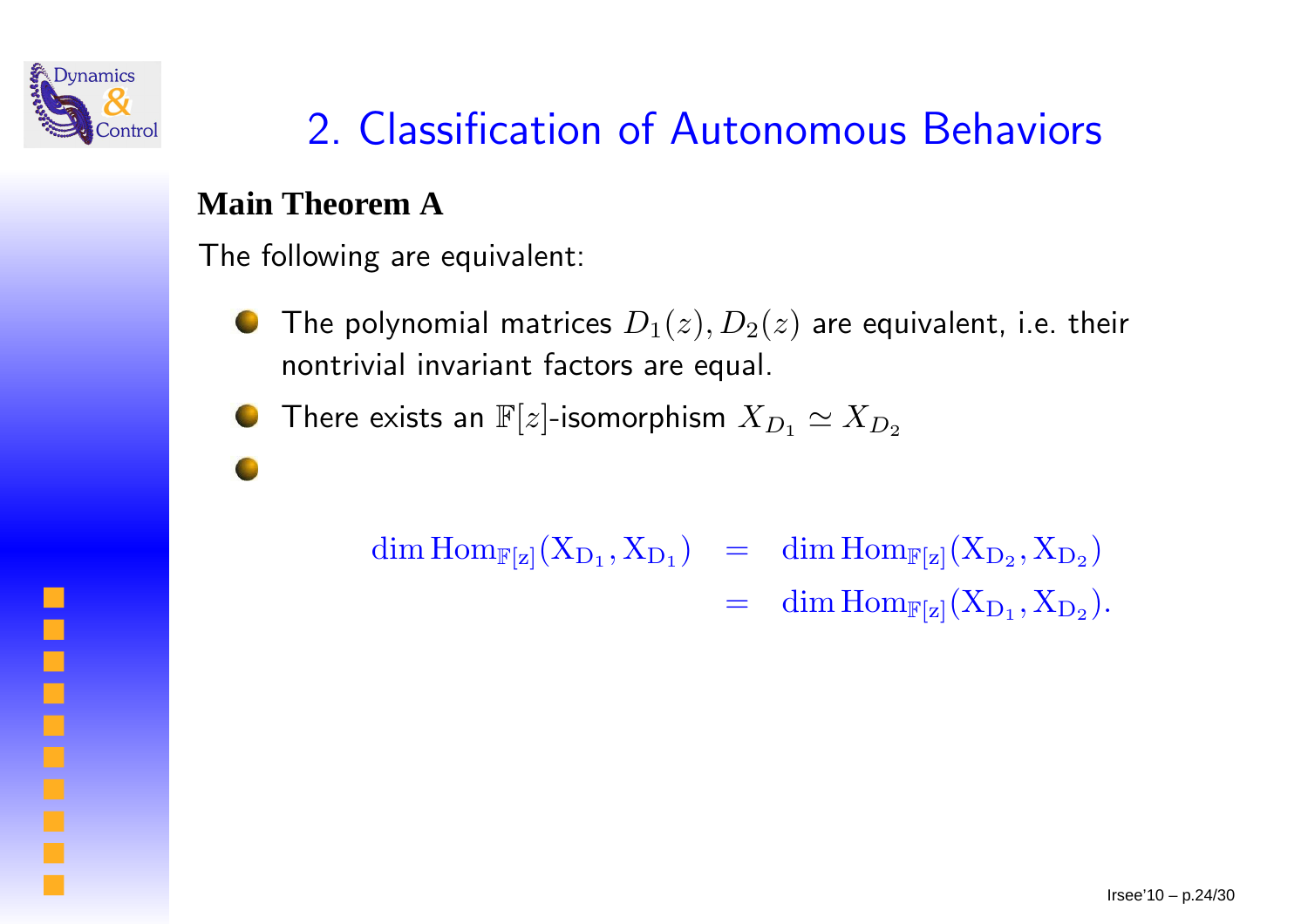## 2. Classification of Autonomous Behaviors

**Main Theorem A**

The following are equivalent:

- The polynomial matrices $D_1(z), D_2(z)$ are equivalent, i.e. their nontrivial invariant factors are equal.
- There exists an $\mathbb{F}[z]$-isomorphism $X_{D_1} \simeq X_{D_2}$
- $$\begin{aligned}\dim \mathrm{Hom}_{\mathbb{F}[z]}(X_{D_1}, X_{D_1}) &= \dim \mathrm{Hom}_{\mathbb{F}[z]}(X_{D_2}, X_{D_2}) \\ &= \dim \mathrm{Hom}_{\mathbb{F}[z]}(X_{D_1}, X_{D_2}).\end{aligned}$$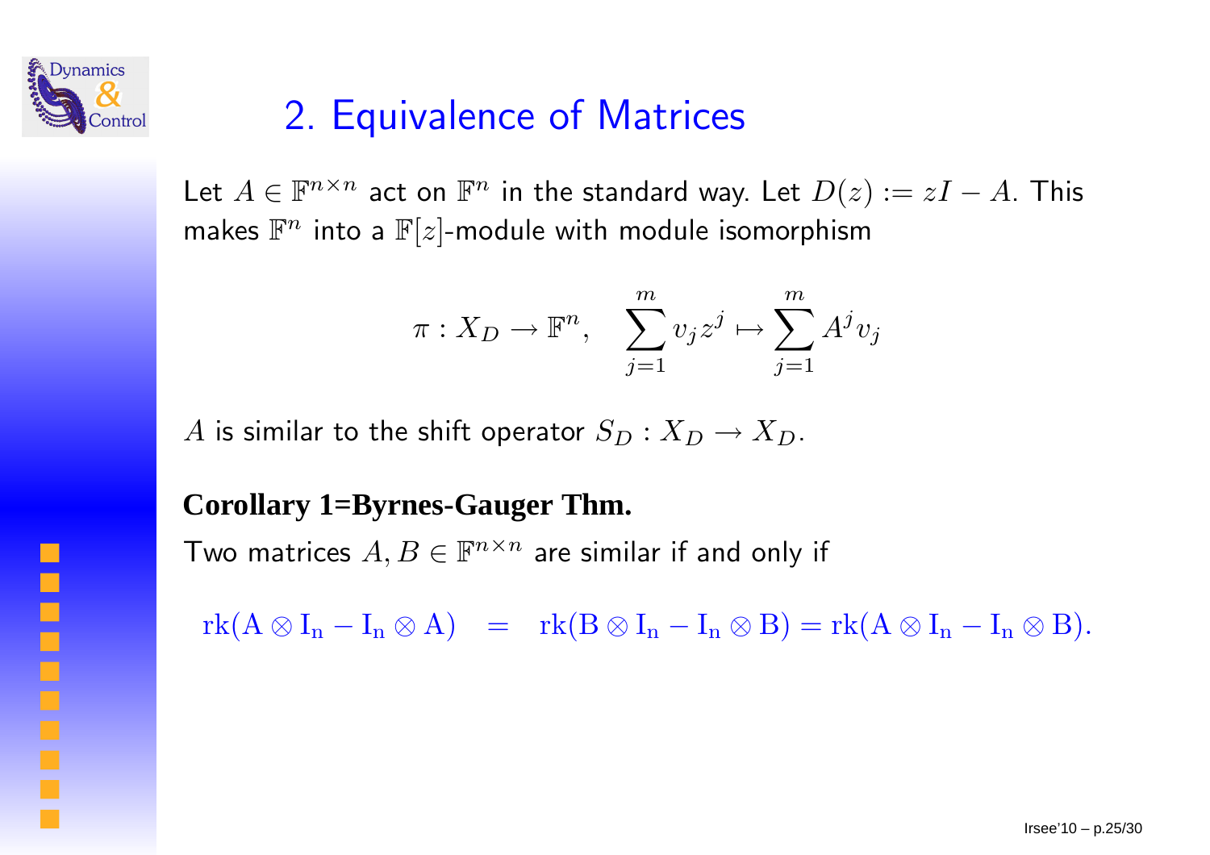## 2. Equivalence of Matrices

Let $A \in \mathbb{F}^{n\times n}$ act on $\mathbb{F}^n$ in the standard way. Let $D(z) := zI - A$. This makes $\mathbb{F}^n$ into a $\mathbb{F}[z]$-module with module isomorphism

$$\pi : X_D \to \mathbb{F}^n, \quad \sum_{j=1}^{m} v_j z^j \mapsto \sum_{j=1}^{m} A^j v_j$$

$A$ is similar to the shift operator $S_D : X_D \to X_D$.

**Corollary 1=Byrnes-Gauger Thm.**

Two matrices $A, B \in \mathbb{F}^{n\times n}$ are similar if and only if

$$\mathrm{rk}(A \otimes I_n - I_n \otimes A) \;=\; \mathrm{rk}(B \otimes I_n - I_n \otimes B) = \mathrm{rk}(A \otimes I_n - I_n \otimes B).$$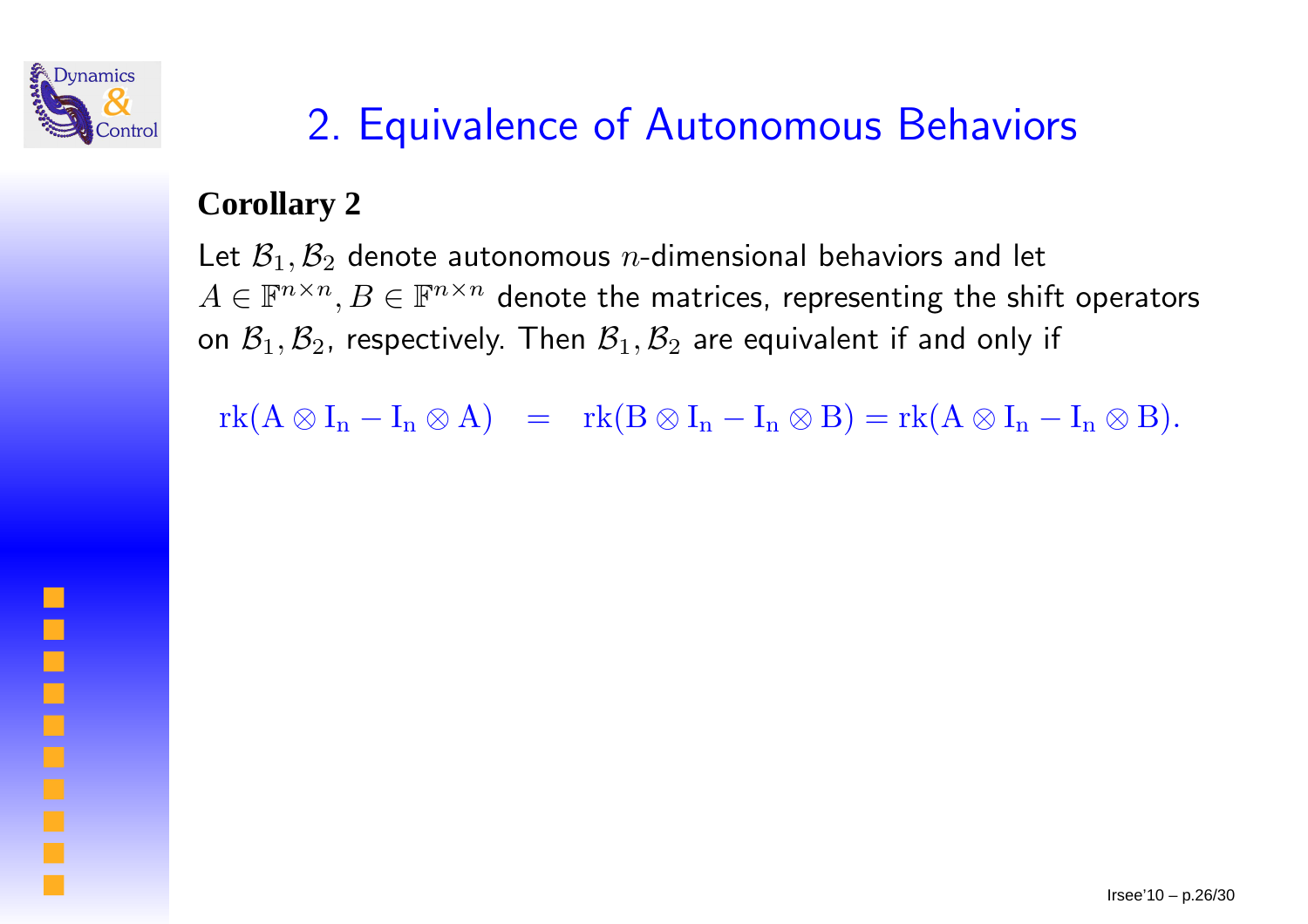# 2. Equivalence of Autonomous Behaviors

**Corollary 2**

Let $\mathcal{B}_1, \mathcal{B}_2$ denote autonomous $n$-dimensional behaviors and let $A \in \mathbb{F}^{n\times n}, B \in \mathbb{F}^{n\times n}$ denote the matrices, representing the shift operators on $\mathcal{B}_1, \mathcal{B}_2$, respectively. Then $\mathcal{B}_1, \mathcal{B}_2$ are equivalent if and only if

$$\mathrm{rk}(A \otimes I_n - I_n \otimes A) \quad = \quad \mathrm{rk}(B \otimes I_n - I_n \otimes B) = \mathrm{rk}(A \otimes I_n - I_n \otimes B).$$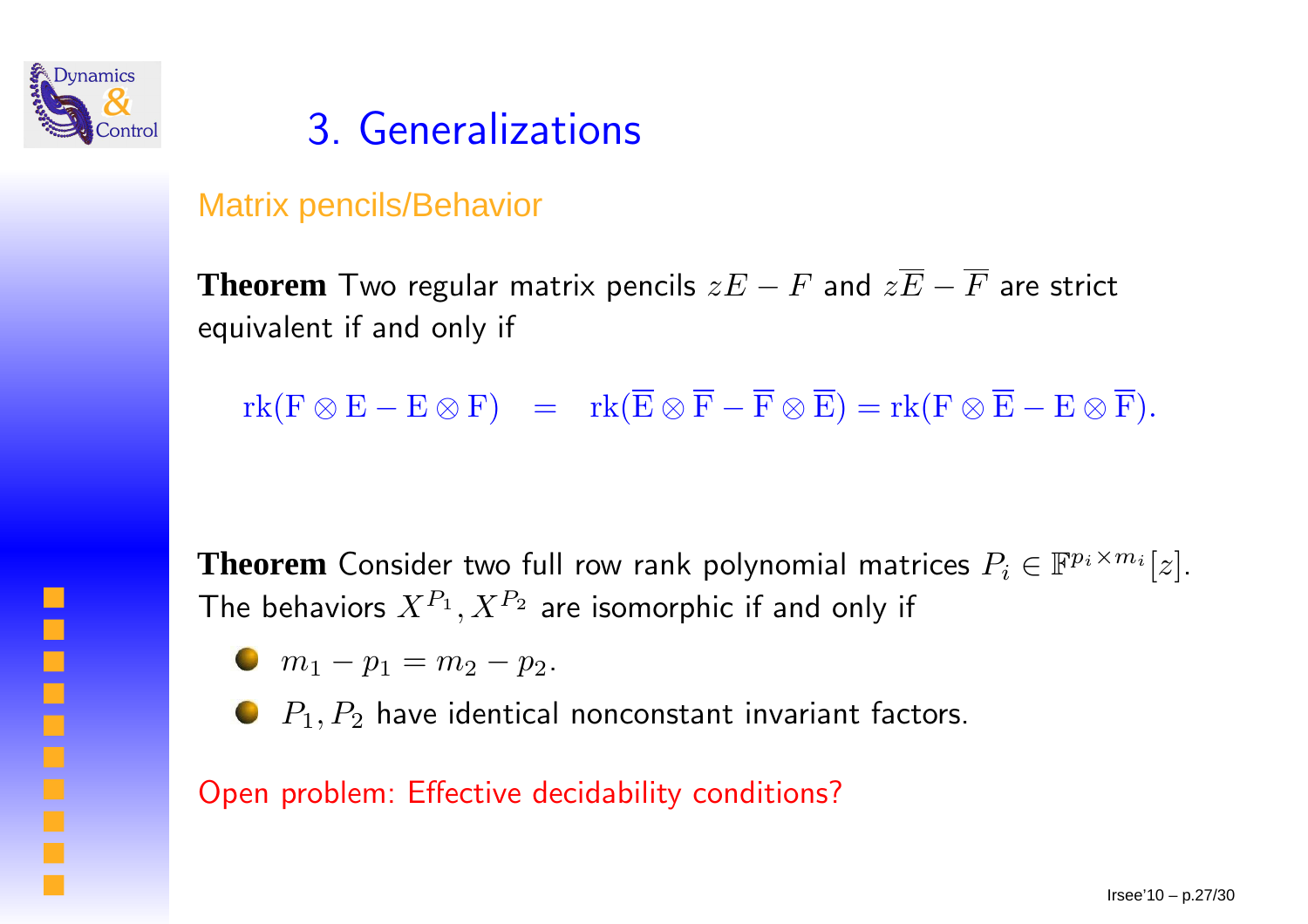# 3. Generalizations

## Matrix pencils/Behavior

**Theorem** Two regular matrix pencils $zE - F$ and $z\overline{E} - \overline{F}$ are strict equivalent if and only if

$$\mathrm{rk}(\mathrm{F} \otimes \mathrm{E} - \mathrm{E} \otimes \mathrm{F}) \;=\; \mathrm{rk}(\overline{\mathrm{E}} \otimes \overline{\mathrm{F}} - \overline{\mathrm{F}} \otimes \overline{\mathrm{E}}) = \mathrm{rk}(\mathrm{F} \otimes \overline{\mathrm{E}} - \mathrm{E} \otimes \overline{\mathrm{F}}).$$

**Theorem** Consider two full row rank polynomial matrices $P_i \in \mathbb{F}^{p_i \times m_i}[z]$. The behaviors $X^{P_1}, X^{P_2}$ are isomorphic if and only if

- $m_1 - p_1 = m_2 - p_2$.
- $P_1, P_2$ have identical nonconstant invariant factors.

Open problem: Effective decidability conditions?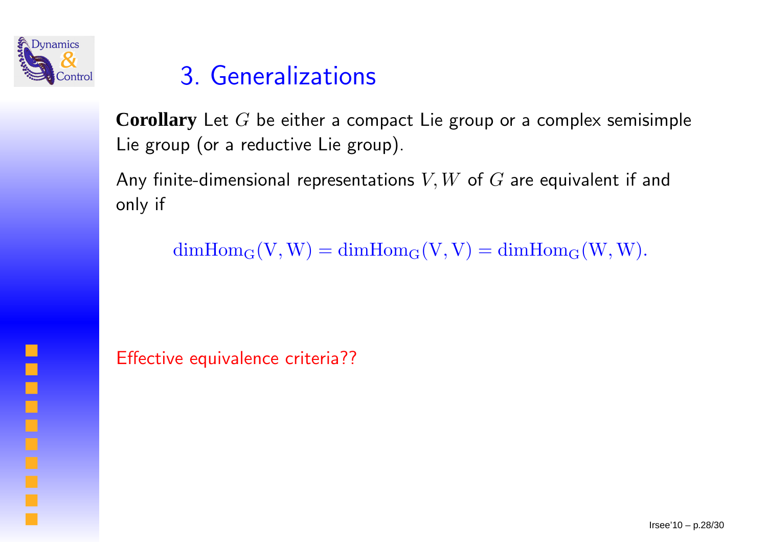# 3. Generalizations

**Corollary** Let $G$ be either a compact Lie group or a complex semisimple Lie group (or a reductive Lie group).

Any finite-dimensional representations $V, W$ of $G$ are equivalent if and only if

$$\dim \mathrm{Hom}_G(V, W) = \dim \mathrm{Hom}_G(V, V) = \dim \mathrm{Hom}_G(W, W).$$

Effective equivalence criteria??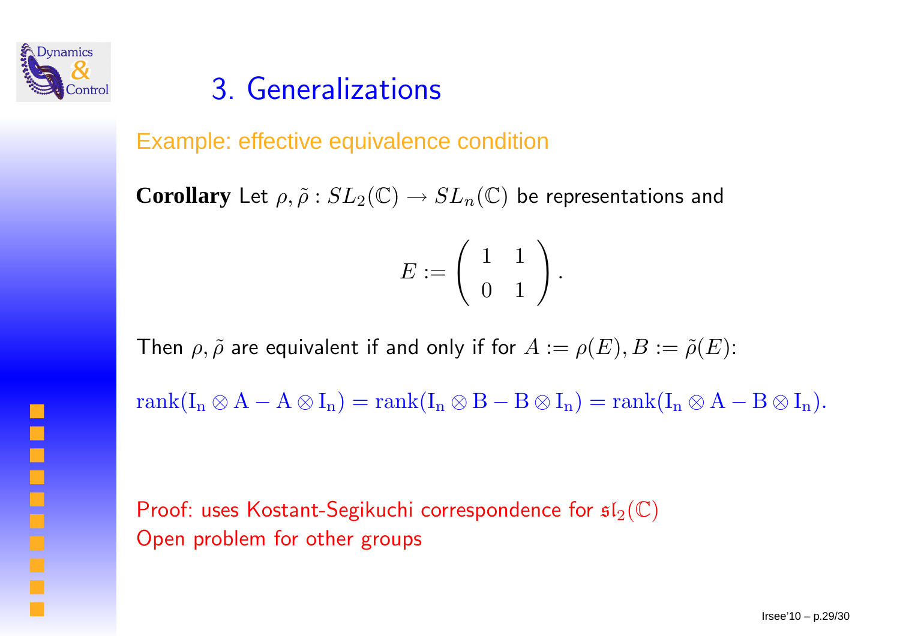# 3. Generalizations

## Example: effective equivalence condition

**Corollary** Let $\rho, \tilde{\rho} : SL_2(\mathbb{C}) \to SL_n(\mathbb{C})$ be representations and

$$E := \begin{pmatrix} 1 & 1 \\ 0 & 1 \end{pmatrix}.$$

Then $\rho, \tilde{\rho}$ are equivalent if and only if for $A := \rho(E), B := \tilde{\rho}(E)$:

$$\mathrm{rank}(\mathrm{I_n} \otimes \mathrm{A} - \mathrm{A} \otimes \mathrm{I_n}) = \mathrm{rank}(\mathrm{I_n} \otimes \mathrm{B} - \mathrm{B} \otimes \mathrm{I_n}) = \mathrm{rank}(\mathrm{I_n} \otimes \mathrm{A} - \mathrm{B} \otimes \mathrm{I_n}).$$

Proof: uses Kostant-Segikuchi correspondence for $\mathfrak{sl}_2(\mathbb{C})$
Open problem for other groups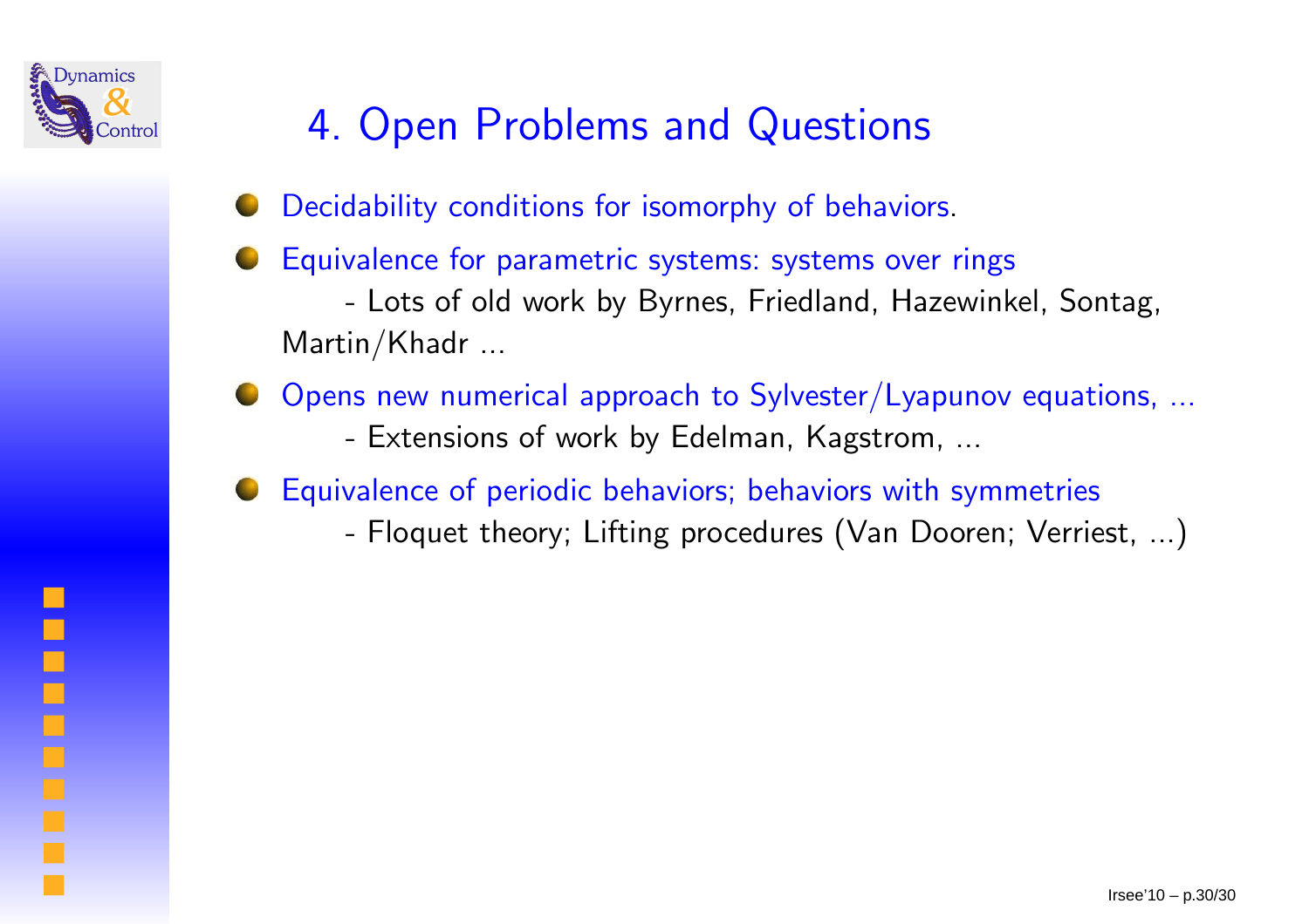# 4. Open Problems and Questions

- Decidability conditions for isomorphy of behaviors.
- Equivalence for parametric systems: systems over rings
  - Lots of old work by Byrnes, Friedland, Hazewinkel, Sontag, Martin/Khadr ...
- Opens new numerical approach to Sylvester/Lyapunov equations, ...
  - Extensions of work by Edelman, Kagstrom, ...
- Equivalence of periodic behaviors; behaviors with symmetries
  - Floquet theory; Lifting procedures (Van Dooren; Verriest, ...)